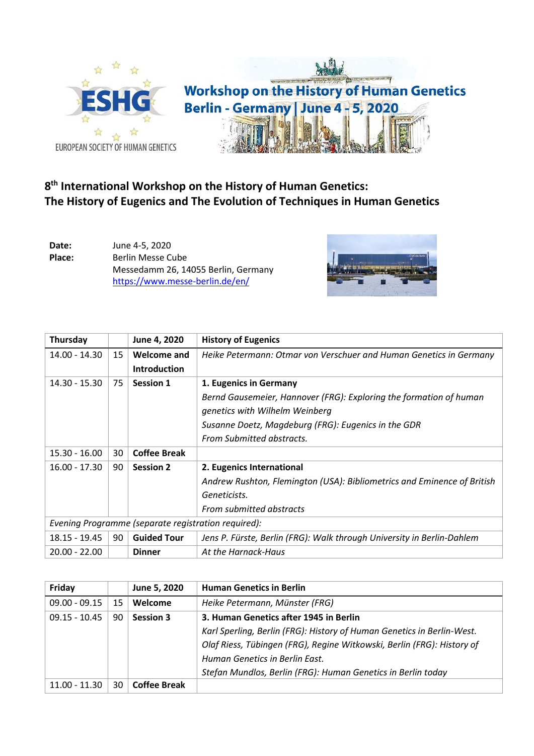ESHG

EUROPEAN SOCIETY OF HUMAN GENETICS

**Workshop on the History of Human Genetics**
**Berlin - Germany | June 4 - 5, 2020**

## 8th International Workshop on the History of Human Genetics: The History of Eugenics and The Evolution of Techniques in Human Genetics

**Date:** June 4-5, 2020
**Place:** Berlin Messe Cube
Messedamm 26, 14055 Berlin, Germany
https://www.messe-berlin.de/en/

| Thursday | | June 4, 2020 | History of Eugenics |
|---|---|---|---|
| 14.00 - 14.30 | 15 | **Welcome and Introduction** | *Heike Petermann: Otmar von Verschuer and Human Genetics in Germany* |
| 14.30 - 15.30 | 75 | **Session 1** | **1. Eugenics in Germany**<br>*Bernd Gausemeier, Hannover (FRG): Exploring the formation of human genetics with Wilhelm Weinberg*<br>*Susanne Doetz, Magdeburg (FRG): Eugenics in the GDR*<br>*From Submitted abstracts.* |
| 15.30 - 16.00 | 30 | **Coffee Break** | |
| 16.00 - 17.30 | 90 | **Session 2** | **2. Eugenics International**<br>*Andrew Rushton, Flemington (USA): Bibliometrics and Eminence of British Geneticists.*<br>*From submitted abstracts* |
| *Evening Programme (separate registration required):* | | | |
| 18.15 - 19.45 | 90 | **Guided Tour** | *Jens P. Fürste, Berlin (FRG): Walk through University in Berlin-Dahlem* |
| 20.00 - 22.00 | | **Dinner** | *At the Harnack-Haus* |

| Friday | | June 5, 2020 | Human Genetics in Berlin |
|---|---|---|---|
| 09.00 - 09.15 | 15 | **Welcome** | *Heike Petermann, Münster (FRG)* |
| 09.15 - 10.45 | 90 | **Session 3** | **3. Human Genetics after 1945 in Berlin**<br>*Karl Sperling, Berlin (FRG): History of Human Genetics in Berlin-West.*<br>*Olaf Riess, Tübingen (FRG), Regine Witkowski, Berlin (FRG): History of Human Genetics in Berlin East.*<br>*Stefan Mundlos, Berlin (FRG): Human Genetics in Berlin today* |
| 11.00 - 11.30 | 30 | **Coffee Break** | |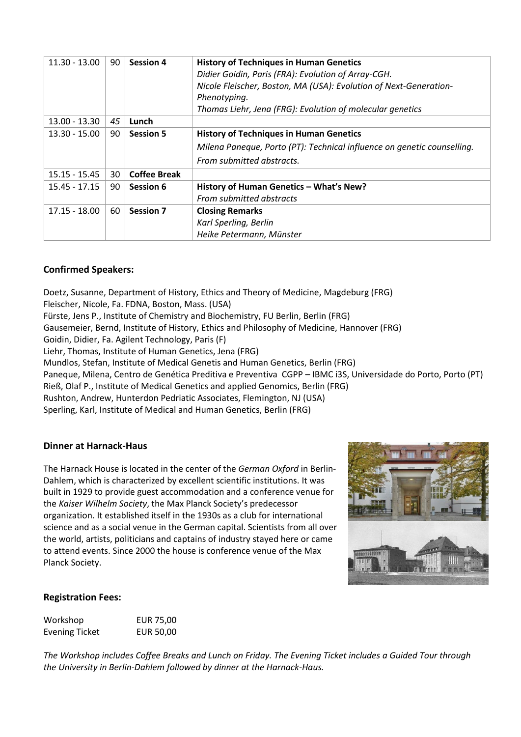| | | | |
|---|---|---|---|
| 11.30 - 13.00 | 90 | **Session 4** | **History of Techniques in Human Genetics**<br>*Didier Goidin, Paris (FRA): Evolution of Array-CGH.*<br>*Nicole Fleischer, Boston, MA (USA): Evolution of Next-Generation-Phenotyping.*<br>*Thomas Liehr, Jena (FRG): Evolution of molecular genetics* |
| 13.00 - 13.30 | *45* | **Lunch** | |
| 13.30 - 15.00 | 90 | **Session 5** | **History of Techniques in Human Genetics**<br>*Milena Paneque, Porto (PT): Technical influence on genetic counselling.*<br>*From submitted abstracts.* |
| 15.15 - 15.45 | 30 | **Coffee Break** | |
| 15.45 - 17.15 | 90 | **Session 6** | **History of Human Genetics – What's New?**<br>*From submitted abstracts* |
| 17.15 - 18.00 | 60 | **Session 7** | **Closing Remarks**<br>*Karl Sperling, Berlin*<br>*Heike Petermann, Münster* |

## Confirmed Speakers:

Doetz, Susanne, Department of History, Ethics and Theory of Medicine, Magdeburg (FRG)
Fleischer, Nicole, Fa. FDNA, Boston, Mass. (USA)
Fürste, Jens P., Institute of Chemistry and Biochemistry, FU Berlin, Berlin (FRG)
Gausemeier, Bernd, Institute of History, Ethics and Philosophy of Medicine, Hannover (FRG)
Goidin, Didier, Fa. Agilent Technology, Paris (F)
Liehr, Thomas, Institute of Human Genetics, Jena (FRG)
Mundlos, Stefan, Institute of Medical Genetis and Human Genetics, Berlin (FRG)
Paneque, Milena, Centro de Genética Preditiva e Preventiva CGPP – IBMC i3S, Universidade do Porto, Porto (PT)
Rieß, Olaf P., Institute of Medical Genetics and applied Genomics, Berlin (FRG)
Rushton, Andrew, Hunterdon Pedriatic Associates, Flemington, NJ (USA)
Sperling, Karl, Institute of Medical and Human Genetics, Berlin (FRG)

## Dinner at Harnack-Haus

The Harnack House is located in the center of the *German Oxford* in Berlin-Dahlem, which is characterized by excellent scientific institutions. It was built in 1929 to provide guest accommodation and a conference venue for the *Kaiser Wilhelm Society*, the Max Planck Society's predecessor organization. It established itself in the 1930s as a club for international science and as a social venue in the German capital. Scientists from all over the world, artists, politicians and captains of industry stayed here or came to attend events. Since 2000 the house is conference venue of the Max Planck Society.

## Registration Fees:

| | |
|---|---|
| Workshop | EUR 75,00 |
| Evening Ticket | EUR 50,00 |

*The Workshop includes Coffee Breaks and Lunch on Friday. The Evening Ticket includes a Guided Tour through the University in Berlin-Dahlem followed by dinner at the Harnack-Haus.*